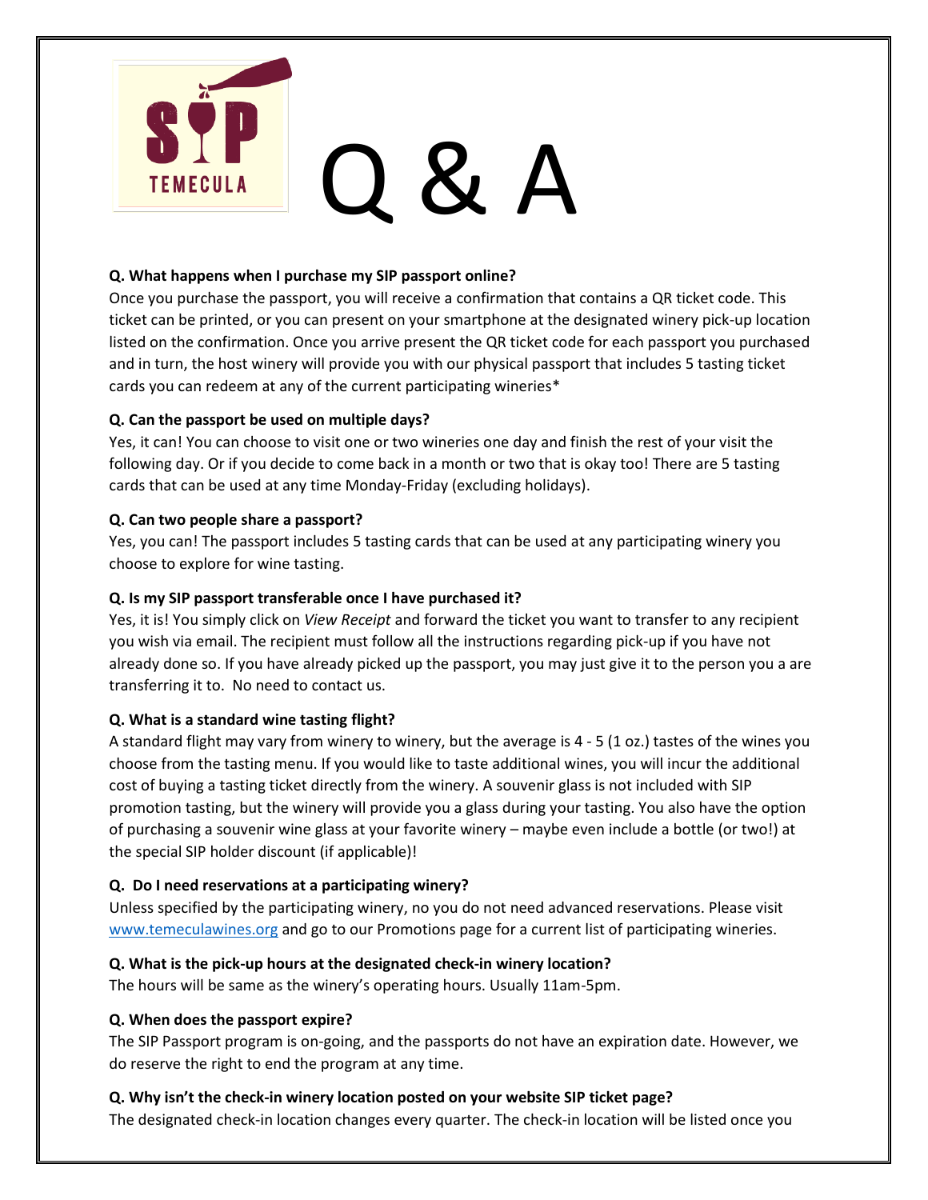# Q & A

**Q. What happens when I purchase my SIP passport online?**

Once you purchase the passport, you will receive a confirmation that contains a QR ticket code. This ticket can be printed, or you can present on your smartphone at the designated winery pick-up location listed on the confirmation. Once you arrive present the QR ticket code for each passport you purchased and in turn, the host winery will provide you with our physical passport that includes 5 tasting ticket cards you can redeem at any of the current participating wineries*

**Q. Can the passport be used on multiple days?**

Yes, it can! You can choose to visit one or two wineries one day and finish the rest of your visit the following day. Or if you decide to come back in a month or two that is okay too! There are 5 tasting cards that can be used at any time Monday-Friday (excluding holidays).

**Q. Can two people share a passport?**

Yes, you can! The passport includes 5 tasting cards that can be used at any participating winery you choose to explore for wine tasting.

**Q. Is my SIP passport transferable once I have purchased it?**

Yes, it is! You simply click on *View Receipt* and forward the ticket you want to transfer to any recipient you wish via email. The recipient must follow all the instructions regarding pick-up if you have not already done so. If you have already picked up the passport, you may just give it to the person you a are transferring it to. No need to contact us.

**Q. What is a standard wine tasting flight?**

A standard flight may vary from winery to winery, but the average is 4 - 5 (1 oz.) tastes of the wines you choose from the tasting menu. If you would like to taste additional wines, you will incur the additional cost of buying a tasting ticket directly from the winery. A souvenir glass is not included with SIP promotion tasting, but the winery will provide you a glass during your tasting. You also have the option of purchasing a souvenir wine glass at your favorite winery – maybe even include a bottle (or two!) at the special SIP holder discount (if applicable)!

**Q. Do I need reservations at a participating winery?**

Unless specified by the participating winery, no you do not need advanced reservations. Please visit www.temeculawines.org and go to our Promotions page for a current list of participating wineries.

**Q. What is the pick-up hours at the designated check-in winery location?**

The hours will be same as the winery's operating hours. Usually 11am-5pm.

**Q. When does the passport expire?**

The SIP Passport program is on-going, and the passports do not have an expiration date. However, we do reserve the right to end the program at any time.

**Q. Why isn't the check-in winery location posted on your website SIP ticket page?**

The designated check-in location changes every quarter. The check-in location will be listed once you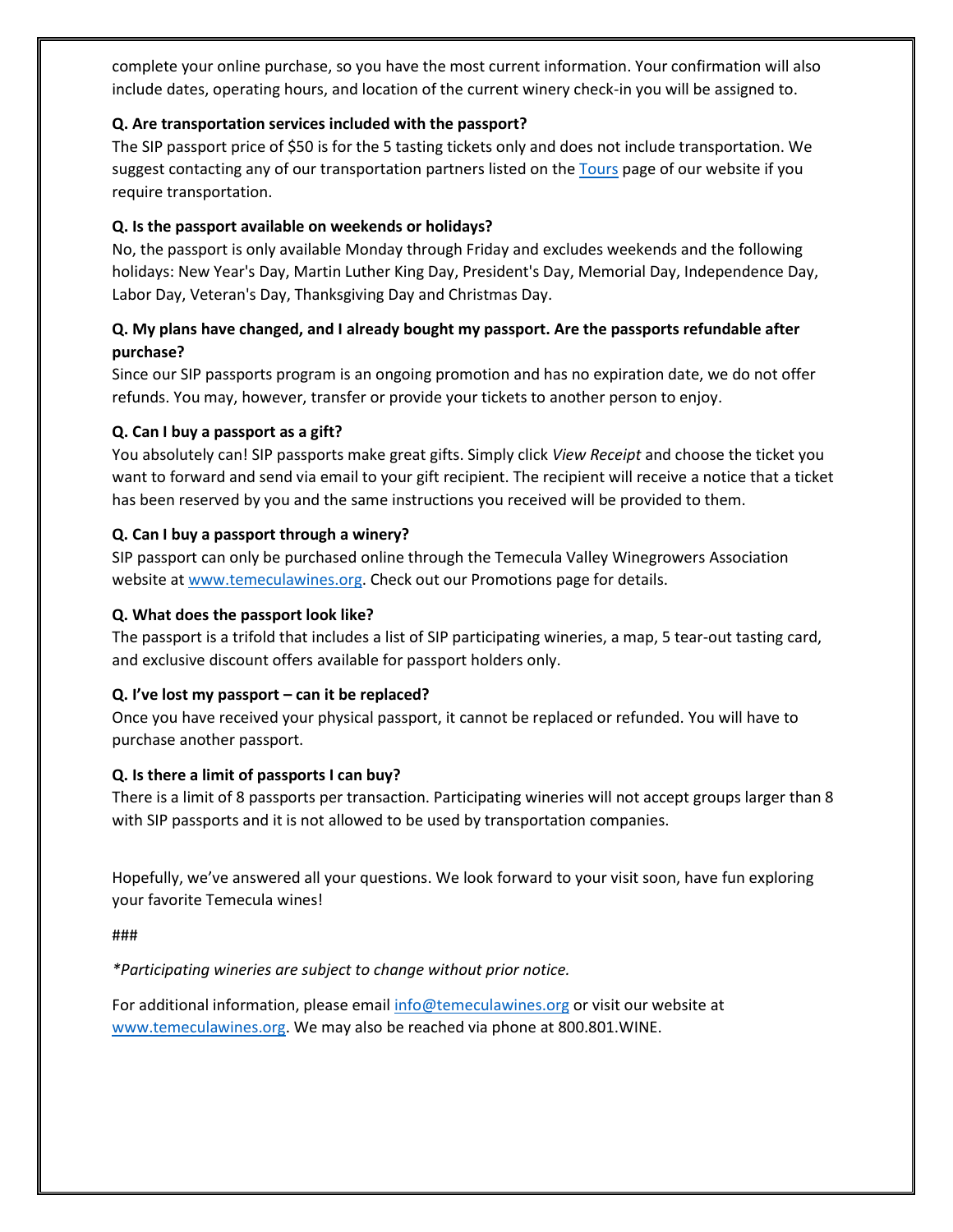complete your online purchase, so you have the most current information. Your confirmation will also include dates, operating hours, and location of the current winery check-in you will be assigned to.

**Q. Are transportation services included with the passport?**

The SIP passport price of $50 is for the 5 tasting tickets only and does not include transportation. We suggest contacting any of our transportation partners listed on the Tours page of our website if you require transportation.

**Q. Is the passport available on weekends or holidays?**

No, the passport is only available Monday through Friday and excludes weekends and the following holidays: New Year's Day, Martin Luther King Day, President's Day, Memorial Day, Independence Day, Labor Day, Veteran's Day, Thanksgiving Day and Christmas Day.

**Q. My plans have changed, and I already bought my passport. Are the passports refundable after purchase?**

Since our SIP passports program is an ongoing promotion and has no expiration date, we do not offer refunds. You may, however, transfer or provide your tickets to another person to enjoy.

**Q. Can I buy a passport as a gift?**

You absolutely can! SIP passports make great gifts. Simply click *View Receipt* and choose the ticket you want to forward and send via email to your gift recipient. The recipient will receive a notice that a ticket has been reserved by you and the same instructions you received will be provided to them.

**Q. Can I buy a passport through a winery?**

SIP passport can only be purchased online through the Temecula Valley Winegrowers Association website at www.temeculawines.org. Check out our Promotions page for details.

**Q. What does the passport look like?**

The passport is a trifold that includes a list of SIP participating wineries, a map, 5 tear-out tasting card, and exclusive discount offers available for passport holders only.

**Q. I've lost my passport – can it be replaced?**

Once you have received your physical passport, it cannot be replaced or refunded. You will have to purchase another passport.

**Q. Is there a limit of passports I can buy?**

There is a limit of 8 passports per transaction. Participating wineries will not accept groups larger than 8 with SIP passports and it is not allowed to be used by transportation companies.

Hopefully, we've answered all your questions. We look forward to your visit soon, have fun exploring your favorite Temecula wines!

###

*\*Participating wineries are subject to change without prior notice.*

For additional information, please email info@temeculawines.org or visit our website at www.temeculawines.org. We may also be reached via phone at 800.801.WINE.